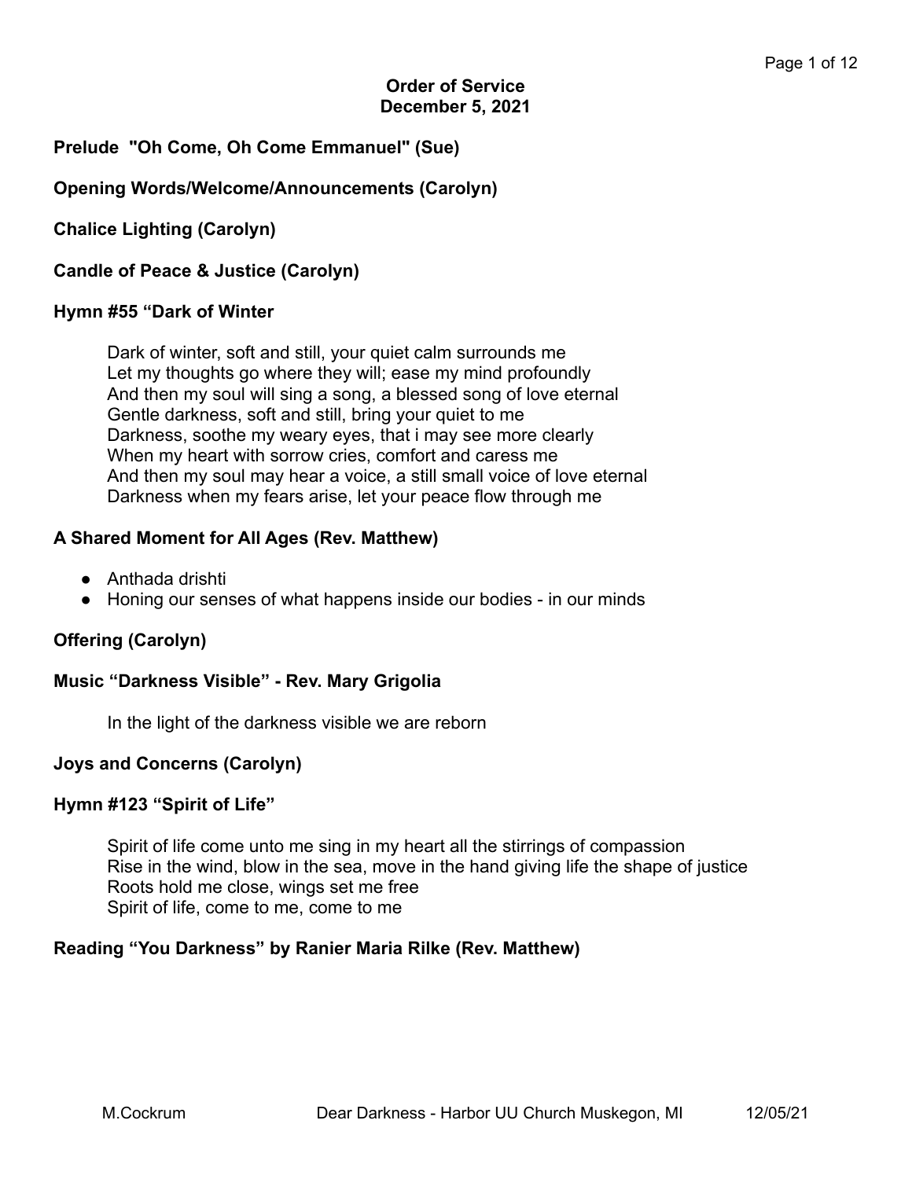# Order of Service
## December 5, 2021

**Prelude "Oh Come, Oh Come Emmanuel" (Sue)**

**Opening Words/Welcome/Announcements (Carolyn)**

**Chalice Lighting (Carolyn)**

**Candle of Peace & Justice (Carolyn)**

**Hymn #55 "Dark of Winter**

> Dark of winter, soft and still, your quiet calm surrounds me
> Let my thoughts go where they will; ease my mind profoundly
> And then my soul will sing a song, a blessed song of love eternal
> Gentle darkness, soft and still, bring your quiet to me
> Darkness, soothe my weary eyes, that i may see more clearly
> When my heart with sorrow cries, comfort and caress me
> And then my soul may hear a voice, a still small voice of love eternal
> Darkness when my fears arise, let your peace flow through me

**A Shared Moment for All Ages (Rev. Matthew)**

- Anthada drishti
- Honing our senses of what happens inside our bodies - in our minds

**Offering (Carolyn)**

**Music "Darkness Visible" - Rev. Mary Grigolia**

> In the light of the darkness visible we are reborn

**Joys and Concerns (Carolyn)**

**Hymn #123 "Spirit of Life"**

> Spirit of life come unto me sing in my heart all the stirrings of compassion
> Rise in the wind, blow in the sea, move in the hand giving life the shape of justice
> Roots hold me close, wings set me free
> Spirit of life, come to me, come to me

**Reading "You Darkness" by Ranier Maria Rilke (Rev. Matthew)**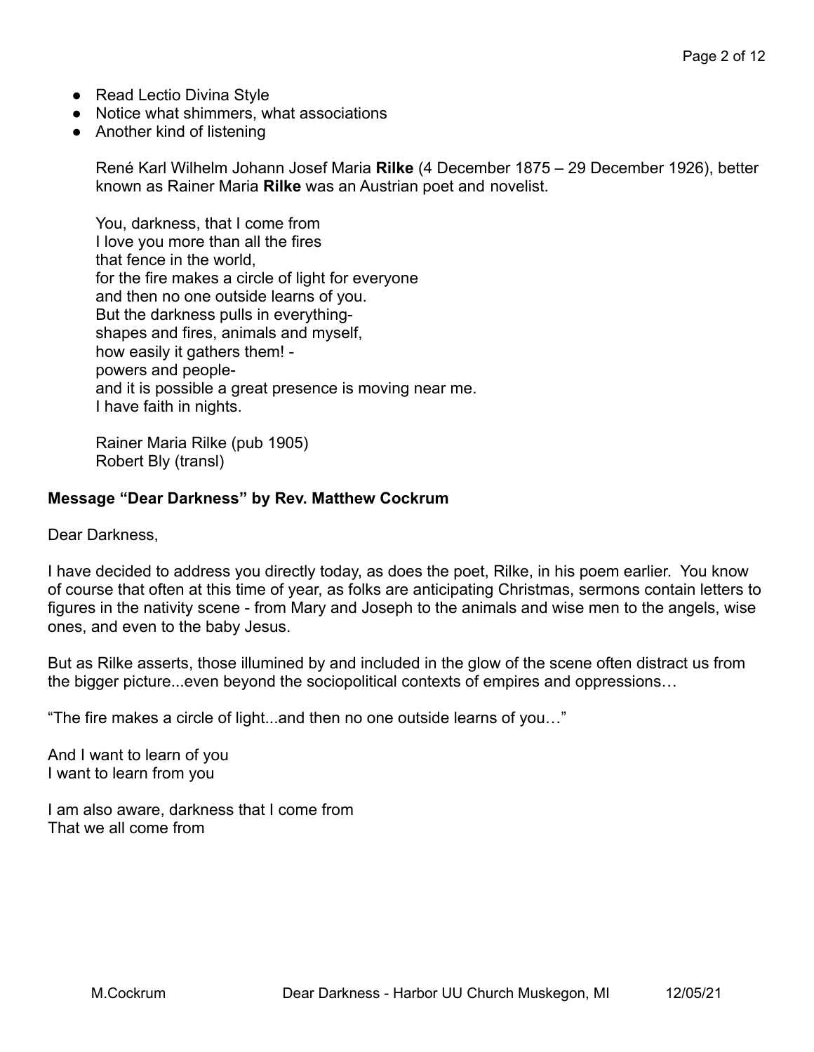- Read Lectio Divina Style
- Notice what shimmers, what associations
- Another kind of listening

René Karl Wilhelm Johann Josef Maria **Rilke** (4 December 1875 – 29 December 1926), better known as Rainer Maria **Rilke** was an Austrian poet and novelist.

You, darkness, that I come from  
I love you more than all the fires  
that fence in the world,  
for the fire makes a circle of light for everyone  
and then no one outside learns of you.  
But the darkness pulls in everything-  
shapes and fires, animals and myself,  
how easily it gathers them! -  
powers and people-  
and it is possible a great presence is moving near me.  
I have faith in nights.

Rainer Maria Rilke (pub 1905)  
Robert Bly (transl)

**Message "Dear Darkness" by Rev. Matthew Cockrum**

Dear Darkness,

I have decided to address you directly today, as does the poet, Rilke, in his poem earlier. You know of course that often at this time of year, as folks are anticipating Christmas, sermons contain letters to figures in the nativity scene - from Mary and Joseph to the animals and wise men to the angels, wise ones, and even to the baby Jesus.

But as Rilke asserts, those illumined by and included in the glow of the scene often distract us from the bigger picture...even beyond the sociopolitical contexts of empires and oppressions…

"The fire makes a circle of light...and then no one outside learns of you…"

And I want to learn of you  
I want to learn from you

I am also aware, darkness that I come from  
That we all come from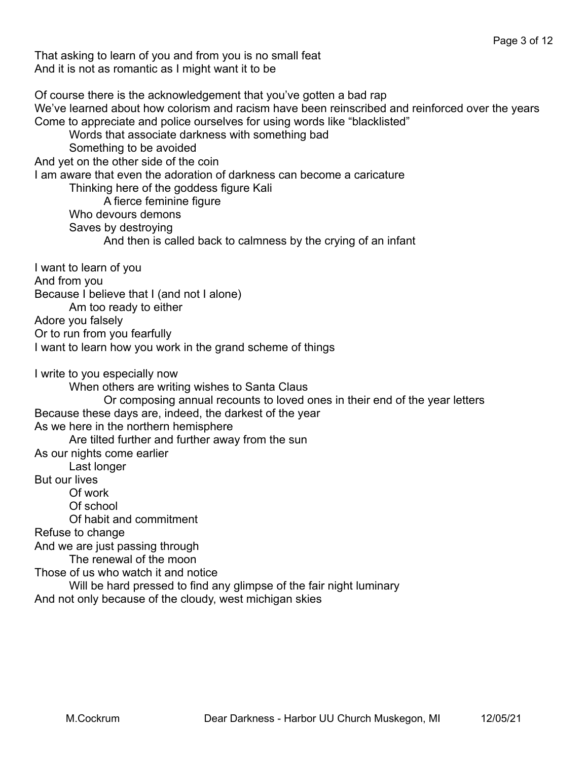That asking to learn of you and from you is no small feat
And it is not as romantic as I might want it to be

Of course there is the acknowledgement that you've gotten a bad rap
We've learned about how colorism and racism have been reinscribed and reinforced over the years
Come to appreciate and police ourselves for using words like "blacklisted"
&nbsp;&nbsp;&nbsp;&nbsp;Words that associate darkness with something bad
&nbsp;&nbsp;&nbsp;&nbsp;Something to be avoided
And yet on the other side of the coin
I am aware that even the adoration of darkness can become a caricature
&nbsp;&nbsp;&nbsp;&nbsp;Thinking here of the goddess figure Kali
&nbsp;&nbsp;&nbsp;&nbsp;&nbsp;&nbsp;&nbsp;&nbsp;A fierce feminine figure
&nbsp;&nbsp;&nbsp;&nbsp;Who devours demons
&nbsp;&nbsp;&nbsp;&nbsp;Saves by destroying
&nbsp;&nbsp;&nbsp;&nbsp;&nbsp;&nbsp;&nbsp;&nbsp;And then is called back to calmness by the crying of an infant

I want to learn of you
And from you
Because I believe that I (and not I alone)
&nbsp;&nbsp;&nbsp;&nbsp;Am too ready to either
Adore you falsely
Or to run from you fearfully
I want to learn how you work in the grand scheme of things

I write to you especially now
&nbsp;&nbsp;&nbsp;&nbsp;When others are writing wishes to Santa Claus
&nbsp;&nbsp;&nbsp;&nbsp;&nbsp;&nbsp;&nbsp;&nbsp;Or composing annual recounts to loved ones in their end of the year letters
Because these days are, indeed, the darkest of the year
As we here in the northern hemisphere
&nbsp;&nbsp;&nbsp;&nbsp;Are tilted further and further away from the sun
As our nights come earlier
&nbsp;&nbsp;&nbsp;&nbsp;Last longer
But our lives
&nbsp;&nbsp;&nbsp;&nbsp;Of work
&nbsp;&nbsp;&nbsp;&nbsp;Of school
&nbsp;&nbsp;&nbsp;&nbsp;Of habit and commitment
Refuse to change
And we are just passing through
&nbsp;&nbsp;&nbsp;&nbsp;The renewal of the moon
Those of us who watch it and notice
&nbsp;&nbsp;&nbsp;&nbsp;Will be hard pressed to find any glimpse of the fair night luminary
And not only because of the cloudy, west michigan skies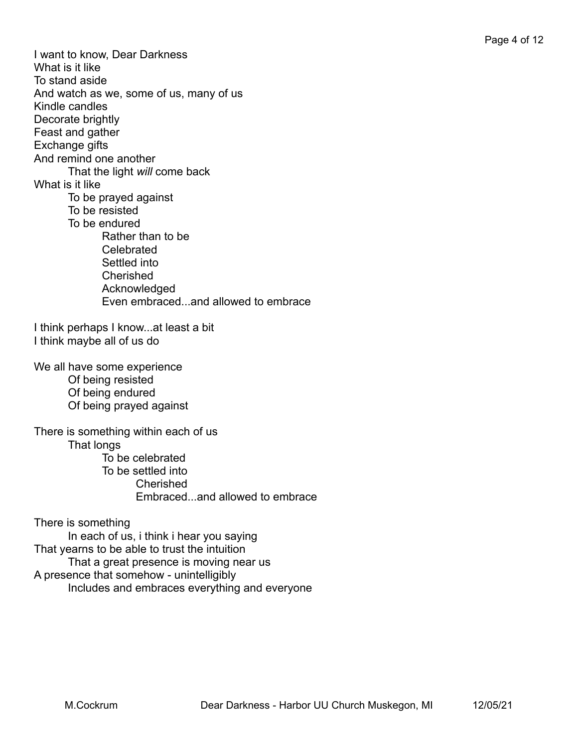I want to know, Dear Darkness
What is it like
To stand aside
And watch as we, some of us, many of us
Kindle candles
Decorate brightly
Feast and gather
Exchange gifts
And remind one another
  That the light *will* come back
What is it like
  To be prayed against
  To be resisted
  To be endured
    Rather than to be
    Celebrated
    Settled into
    Cherished
    Acknowledged
    Even embraced...and allowed to embrace

I think perhaps I know...at least a bit
I think maybe all of us do

We all have some experience
  Of being resisted
  Of being endured
  Of being prayed against

There is something within each of us
  That longs
    To be celebrated
    To be settled into
      Cherished
      Embraced...and allowed to embrace

There is something
  In each of us, i think i hear you saying
That yearns to be able to trust the intuition
  That a great presence is moving near us
A presence that somehow - unintelligibly
  Includes and embraces everything and everyone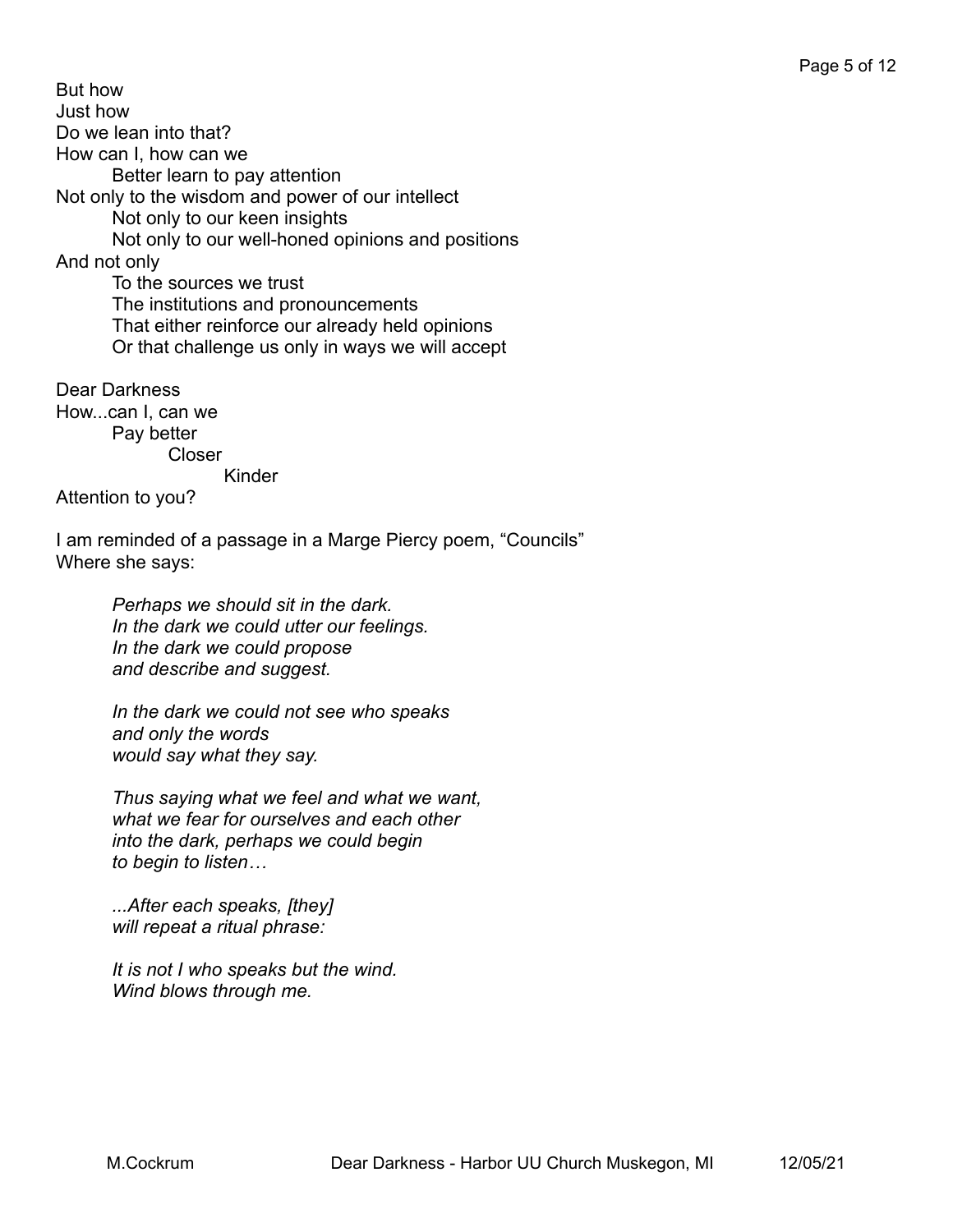But how  
Just how  
Do we lean into that?  
How can I, how can we  
&nbsp;&nbsp;&nbsp;&nbsp;&nbsp;&nbsp;&nbsp;&nbsp;Better learn to pay attention  
Not only to the wisdom and power of our intellect  
&nbsp;&nbsp;&nbsp;&nbsp;&nbsp;&nbsp;&nbsp;&nbsp;Not only to our keen insights  
&nbsp;&nbsp;&nbsp;&nbsp;&nbsp;&nbsp;&nbsp;&nbsp;Not only to our well-honed opinions and positions  
And not only  
&nbsp;&nbsp;&nbsp;&nbsp;&nbsp;&nbsp;&nbsp;&nbsp;To the sources we trust  
&nbsp;&nbsp;&nbsp;&nbsp;&nbsp;&nbsp;&nbsp;&nbsp;The institutions and pronouncements  
&nbsp;&nbsp;&nbsp;&nbsp;&nbsp;&nbsp;&nbsp;&nbsp;That either reinforce our already held opinions  
&nbsp;&nbsp;&nbsp;&nbsp;&nbsp;&nbsp;&nbsp;&nbsp;Or that challenge us only in ways we will accept

Dear Darkness  
How...can I, can we  
&nbsp;&nbsp;&nbsp;&nbsp;&nbsp;&nbsp;&nbsp;&nbsp;Pay better  
&nbsp;&nbsp;&nbsp;&nbsp;&nbsp;&nbsp;&nbsp;&nbsp;&nbsp;&nbsp;&nbsp;&nbsp;&nbsp;&nbsp;&nbsp;&nbsp;Closer  
&nbsp;&nbsp;&nbsp;&nbsp;&nbsp;&nbsp;&nbsp;&nbsp;&nbsp;&nbsp;&nbsp;&nbsp;&nbsp;&nbsp;&nbsp;&nbsp;&nbsp;&nbsp;&nbsp;&nbsp;&nbsp;&nbsp;&nbsp;&nbsp;Kinder  
Attention to you?

I am reminded of a passage in a Marge Piercy poem, "Councils"  
Where she says:

> *Perhaps we should sit in the dark.*  
> *In the dark we could utter our feelings.*  
> *In the dark we could propose*  
> *and describe and suggest.*
>
> *In the dark we could not see who speaks*  
> *and only the words*  
> *would say what they say.*
>
> *Thus saying what we feel and what we want,*  
> *what we fear for ourselves and each other*  
> *into the dark, perhaps we could begin*  
> *to begin to listen…*
>
> *...After each speaks, [they]*  
> *will repeat a ritual phrase:*
>
> *It is not I who speaks but the wind.*  
> *Wind blows through me.*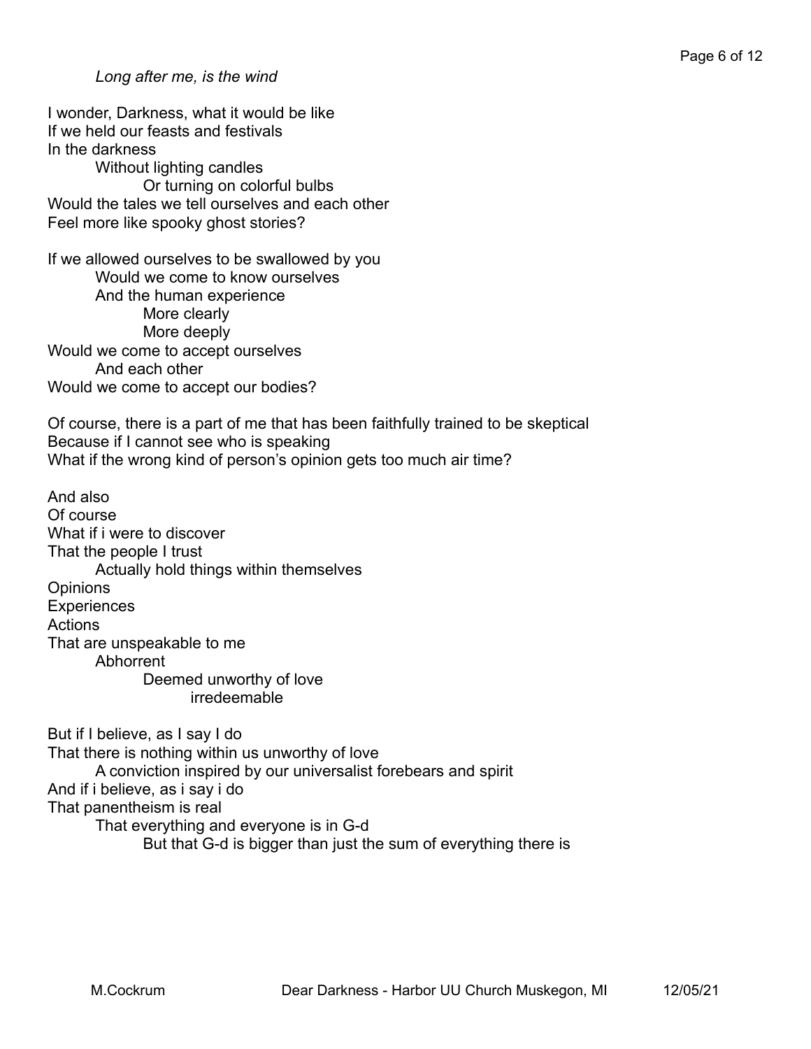*Long after me, is the wind*

I wonder, Darkness, what it would be like  
If we held our feasts and festivals  
In the darkness  
Without lighting candles  
Or turning on colorful bulbs  
Would the tales we tell ourselves and each other  
Feel more like spooky ghost stories?

If we allowed ourselves to be swallowed by you  
Would we come to know ourselves  
And the human experience  
More clearly  
More deeply  
Would we come to accept ourselves  
And each other  
Would we come to accept our bodies?

Of course, there is a part of me that has been faithfully trained to be skeptical  
Because if I cannot see who is speaking  
What if the wrong kind of person's opinion gets too much air time?

And also  
Of course  
What if i were to discover  
That the people I trust  
Actually hold things within themselves  
Opinions  
Experiences  
Actions  
That are unspeakable to me  
Abhorrent  
Deemed unworthy of love  
irredeemable

But if I believe, as I say I do  
That there is nothing within us unworthy of love  
A conviction inspired by our universalist forebears and spirit  
And if i believe, as i say i do  
That panentheism is real  
That everything and everyone is in G-d  
But that G-d is bigger than just the sum of everything there is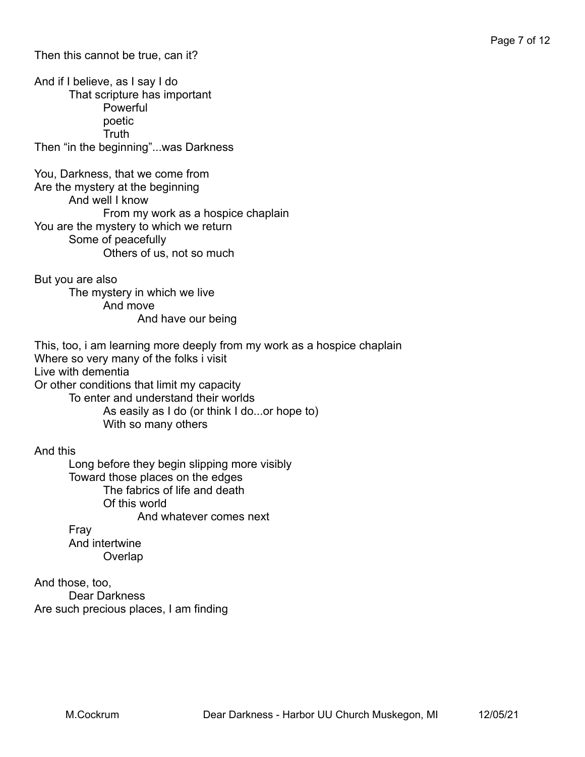Then this cannot be true, can it?

And if I believe, as I say I do  
&nbsp;&nbsp;&nbsp;&nbsp;That scripture has important  
&nbsp;&nbsp;&nbsp;&nbsp;&nbsp;&nbsp;&nbsp;&nbsp;Powerful  
&nbsp;&nbsp;&nbsp;&nbsp;&nbsp;&nbsp;&nbsp;&nbsp;poetic  
&nbsp;&nbsp;&nbsp;&nbsp;&nbsp;&nbsp;&nbsp;&nbsp;Truth  
Then “in the beginning”...was Darkness

You, Darkness, that we come from  
Are the mystery at the beginning  
&nbsp;&nbsp;&nbsp;&nbsp;And well I know  
&nbsp;&nbsp;&nbsp;&nbsp;&nbsp;&nbsp;&nbsp;&nbsp;From my work as a hospice chaplain  
You are the mystery to which we return  
&nbsp;&nbsp;&nbsp;&nbsp;Some of peacefully  
&nbsp;&nbsp;&nbsp;&nbsp;&nbsp;&nbsp;&nbsp;&nbsp;Others of us, not so much

But you are also  
&nbsp;&nbsp;&nbsp;&nbsp;The mystery in which we live  
&nbsp;&nbsp;&nbsp;&nbsp;&nbsp;&nbsp;&nbsp;&nbsp;And move  
&nbsp;&nbsp;&nbsp;&nbsp;&nbsp;&nbsp;&nbsp;&nbsp;&nbsp;&nbsp;&nbsp;&nbsp;And have our being

This, too, i am learning more deeply from my work as a hospice chaplain  
Where so very many of the folks i visit  
Live with dementia  
Or other conditions that limit my capacity  
&nbsp;&nbsp;&nbsp;&nbsp;To enter and understand their worlds  
&nbsp;&nbsp;&nbsp;&nbsp;&nbsp;&nbsp;&nbsp;&nbsp;As easily as I do (or think I do...or hope to)  
&nbsp;&nbsp;&nbsp;&nbsp;&nbsp;&nbsp;&nbsp;&nbsp;With so many others

And this  
&nbsp;&nbsp;&nbsp;&nbsp;Long before they begin slipping more visibly  
&nbsp;&nbsp;&nbsp;&nbsp;Toward those places on the edges  
&nbsp;&nbsp;&nbsp;&nbsp;&nbsp;&nbsp;&nbsp;&nbsp;The fabrics of life and death  
&nbsp;&nbsp;&nbsp;&nbsp;&nbsp;&nbsp;&nbsp;&nbsp;Of this world  
&nbsp;&nbsp;&nbsp;&nbsp;&nbsp;&nbsp;&nbsp;&nbsp;&nbsp;&nbsp;&nbsp;&nbsp;And whatever comes next  
&nbsp;&nbsp;&nbsp;&nbsp;Fray  
&nbsp;&nbsp;&nbsp;&nbsp;And intertwine  
&nbsp;&nbsp;&nbsp;&nbsp;&nbsp;&nbsp;&nbsp;&nbsp;Overlap

And those, too,  
&nbsp;&nbsp;&nbsp;&nbsp;Dear Darkness  
Are such precious places, I am finding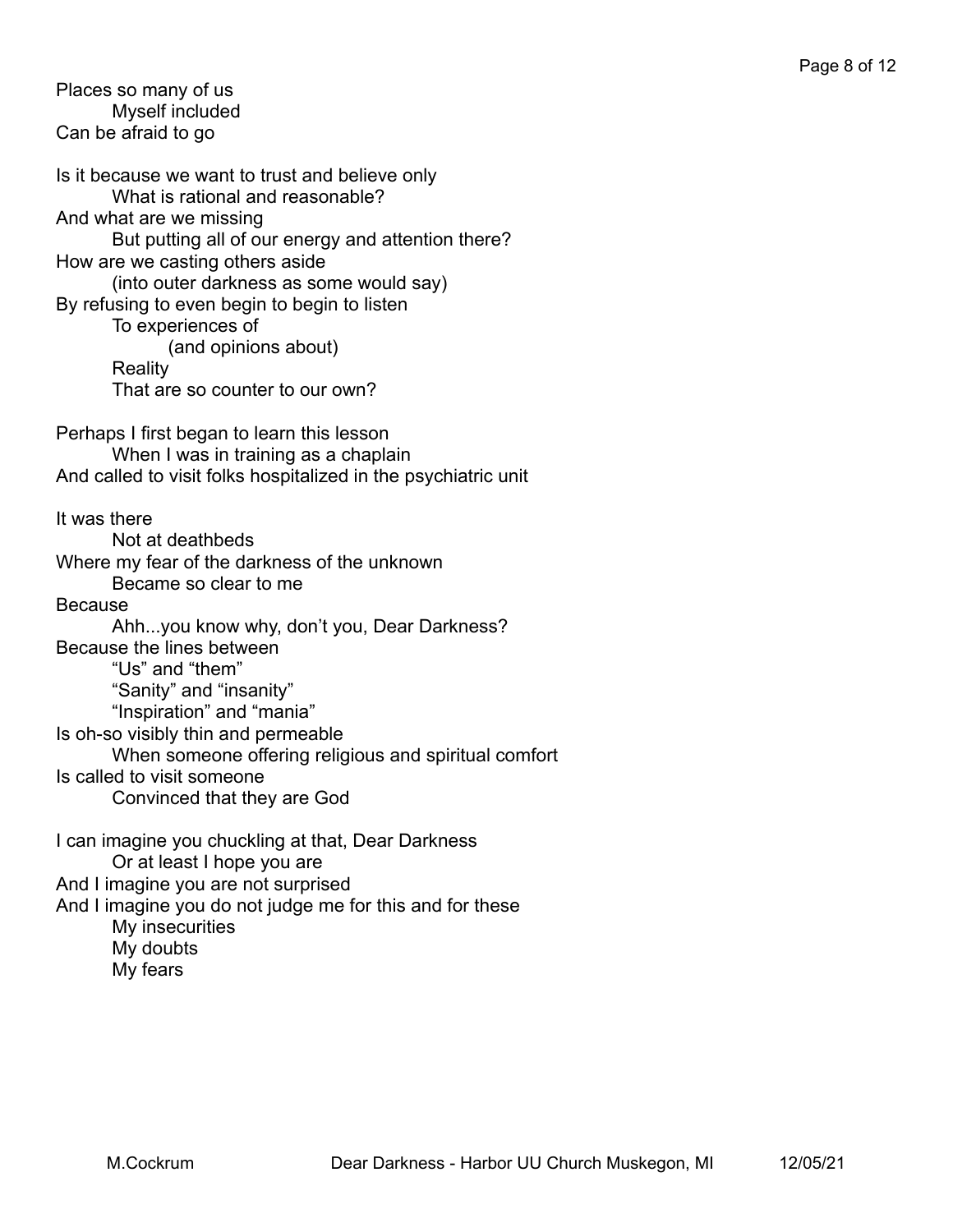Places so many of us
    Myself included
Can be afraid to go

Is it because we want to trust and believe only
    What is rational and reasonable?
And what are we missing
    But putting all of our energy and attention there?
How are we casting others aside
    (into outer darkness as some would say)
By refusing to even begin to begin to listen
    To experiences of
        (and opinions about)
    Reality
    That are so counter to our own?

Perhaps I first began to learn this lesson
    When I was in training as a chaplain
And called to visit folks hospitalized in the psychiatric unit

It was there
    Not at deathbeds
Where my fear of the darkness of the unknown
    Became so clear to me
Because
    Ahh...you know why, don't you, Dear Darkness?
Because the lines between
    "Us" and "them"
    "Sanity" and "insanity"
    "Inspiration" and "mania"
Is oh-so visibly thin and permeable
    When someone offering religious and spiritual comfort
Is called to visit someone
    Convinced that they are God

I can imagine you chuckling at that, Dear Darkness
    Or at least I hope you are
And I imagine you are not surprised
And I imagine you do not judge me for this and for these
    My insecurities
    My doubts
    My fears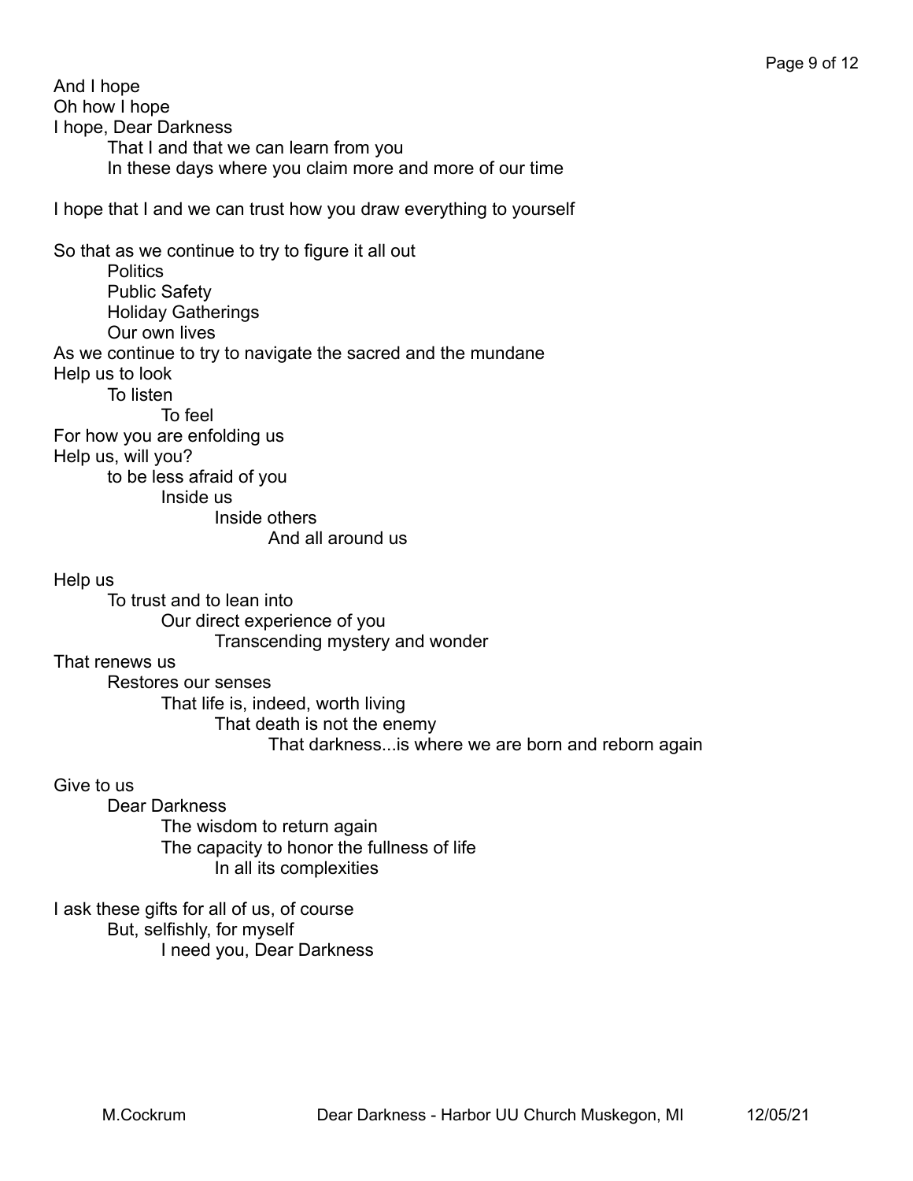And I hope
Oh how I hope
I hope, Dear Darkness
&nbsp;&nbsp;&nbsp;&nbsp;That I and that we can learn from you
&nbsp;&nbsp;&nbsp;&nbsp;In these days where you claim more and more of our time

I hope that I and we can trust how you draw everything to yourself

So that as we continue to try to figure it all out
&nbsp;&nbsp;&nbsp;&nbsp;Politics
&nbsp;&nbsp;&nbsp;&nbsp;Public Safety
&nbsp;&nbsp;&nbsp;&nbsp;Holiday Gatherings
&nbsp;&nbsp;&nbsp;&nbsp;Our own lives
As we continue to try to navigate the sacred and the mundane
Help us to look
&nbsp;&nbsp;&nbsp;&nbsp;To listen
&nbsp;&nbsp;&nbsp;&nbsp;&nbsp;&nbsp;&nbsp;&nbsp;To feel
For how you are enfolding us
Help us, will you?
&nbsp;&nbsp;&nbsp;&nbsp;to be less afraid of you
&nbsp;&nbsp;&nbsp;&nbsp;&nbsp;&nbsp;&nbsp;&nbsp;Inside us
&nbsp;&nbsp;&nbsp;&nbsp;&nbsp;&nbsp;&nbsp;&nbsp;&nbsp;&nbsp;&nbsp;&nbsp;Inside others
&nbsp;&nbsp;&nbsp;&nbsp;&nbsp;&nbsp;&nbsp;&nbsp;&nbsp;&nbsp;&nbsp;&nbsp;&nbsp;&nbsp;&nbsp;&nbsp;And all around us

Help us
&nbsp;&nbsp;&nbsp;&nbsp;To trust and to lean into
&nbsp;&nbsp;&nbsp;&nbsp;&nbsp;&nbsp;&nbsp;&nbsp;Our direct experience of you
&nbsp;&nbsp;&nbsp;&nbsp;&nbsp;&nbsp;&nbsp;&nbsp;&nbsp;&nbsp;&nbsp;&nbsp;Transcending mystery and wonder
That renews us
&nbsp;&nbsp;&nbsp;&nbsp;Restores our senses
&nbsp;&nbsp;&nbsp;&nbsp;&nbsp;&nbsp;&nbsp;&nbsp;That life is, indeed, worth living
&nbsp;&nbsp;&nbsp;&nbsp;&nbsp;&nbsp;&nbsp;&nbsp;&nbsp;&nbsp;&nbsp;&nbsp;That death is not the enemy
&nbsp;&nbsp;&nbsp;&nbsp;&nbsp;&nbsp;&nbsp;&nbsp;&nbsp;&nbsp;&nbsp;&nbsp;&nbsp;&nbsp;&nbsp;&nbsp;That darkness...is where we are born and reborn again

Give to us
&nbsp;&nbsp;&nbsp;&nbsp;Dear Darkness
&nbsp;&nbsp;&nbsp;&nbsp;&nbsp;&nbsp;&nbsp;&nbsp;The wisdom to return again
&nbsp;&nbsp;&nbsp;&nbsp;&nbsp;&nbsp;&nbsp;&nbsp;The capacity to honor the fullness of life
&nbsp;&nbsp;&nbsp;&nbsp;&nbsp;&nbsp;&nbsp;&nbsp;&nbsp;&nbsp;&nbsp;&nbsp;In all its complexities

I ask these gifts for all of us, of course
&nbsp;&nbsp;&nbsp;&nbsp;But, selfishly, for myself
&nbsp;&nbsp;&nbsp;&nbsp;&nbsp;&nbsp;&nbsp;&nbsp;I need you, Dear Darkness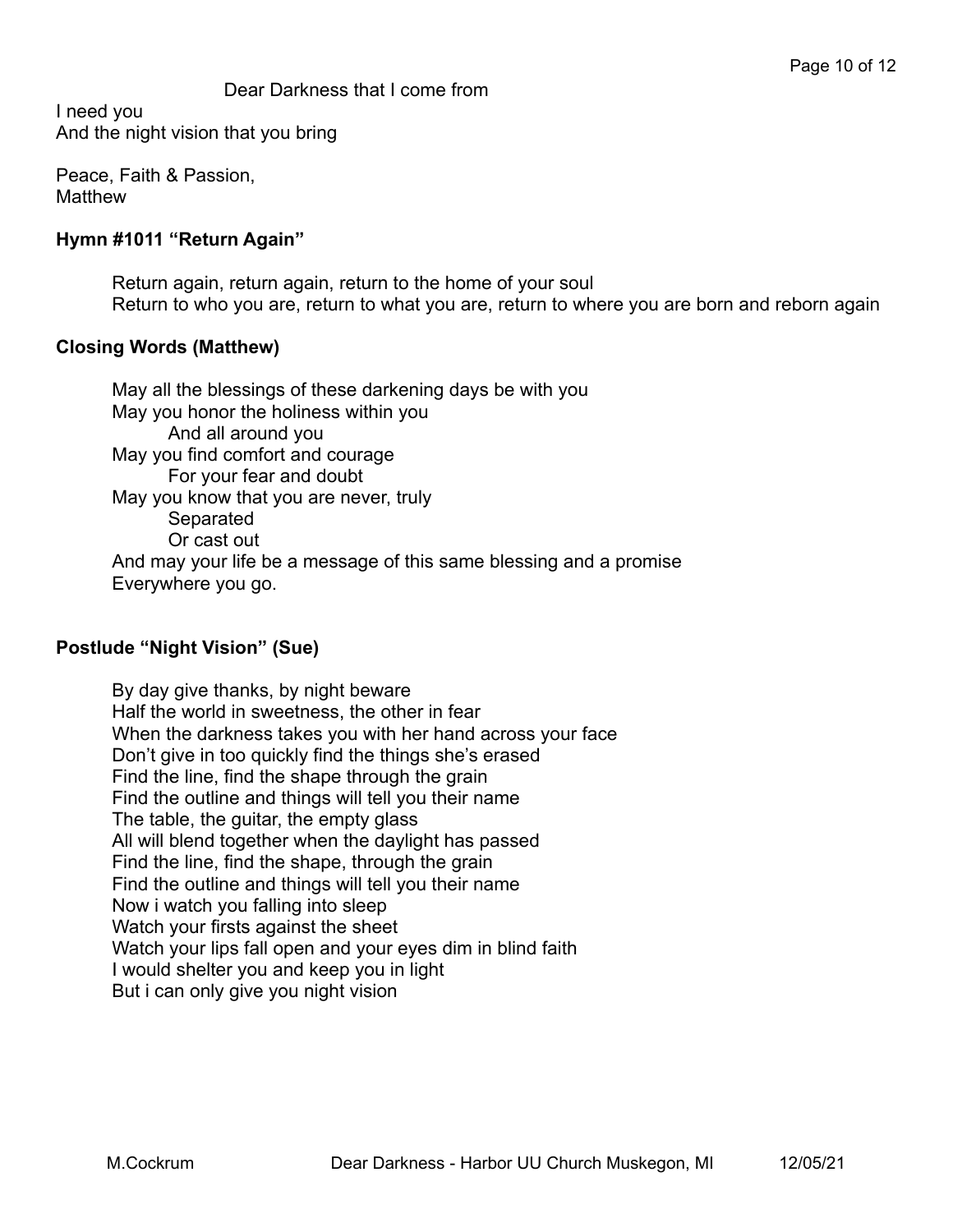Dear Darkness that I come from

I need you
And the night vision that you bring

Peace, Faith & Passion,
Matthew

**Hymn #1011 "Return Again"**

Return again, return again, return to the home of your soul
Return to who you are, return to what you are, return to where you are born and reborn again

**Closing Words (Matthew)**

May all the blessings of these darkening days be with you
May you honor the holiness within you
And all around you
May you find comfort and courage
For your fear and doubt
May you know that you are never, truly
Separated
Or cast out
And may your life be a message of this same blessing and a promise
Everywhere you go.

**Postlude "Night Vision" (Sue)**

By day give thanks, by night beware
Half the world in sweetness, the other in fear
When the darkness takes you with her hand across your face
Don't give in too quickly find the things she's erased
Find the line, find the shape through the grain
Find the outline and things will tell you their name
The table, the guitar, the empty glass
All will blend together when the daylight has passed
Find the line, find the shape, through the grain
Find the outline and things will tell you their name
Now i watch you falling into sleep
Watch your firsts against the sheet
Watch your lips fall open and your eyes dim in blind faith
I would shelter you and keep you in light
But i can only give you night vision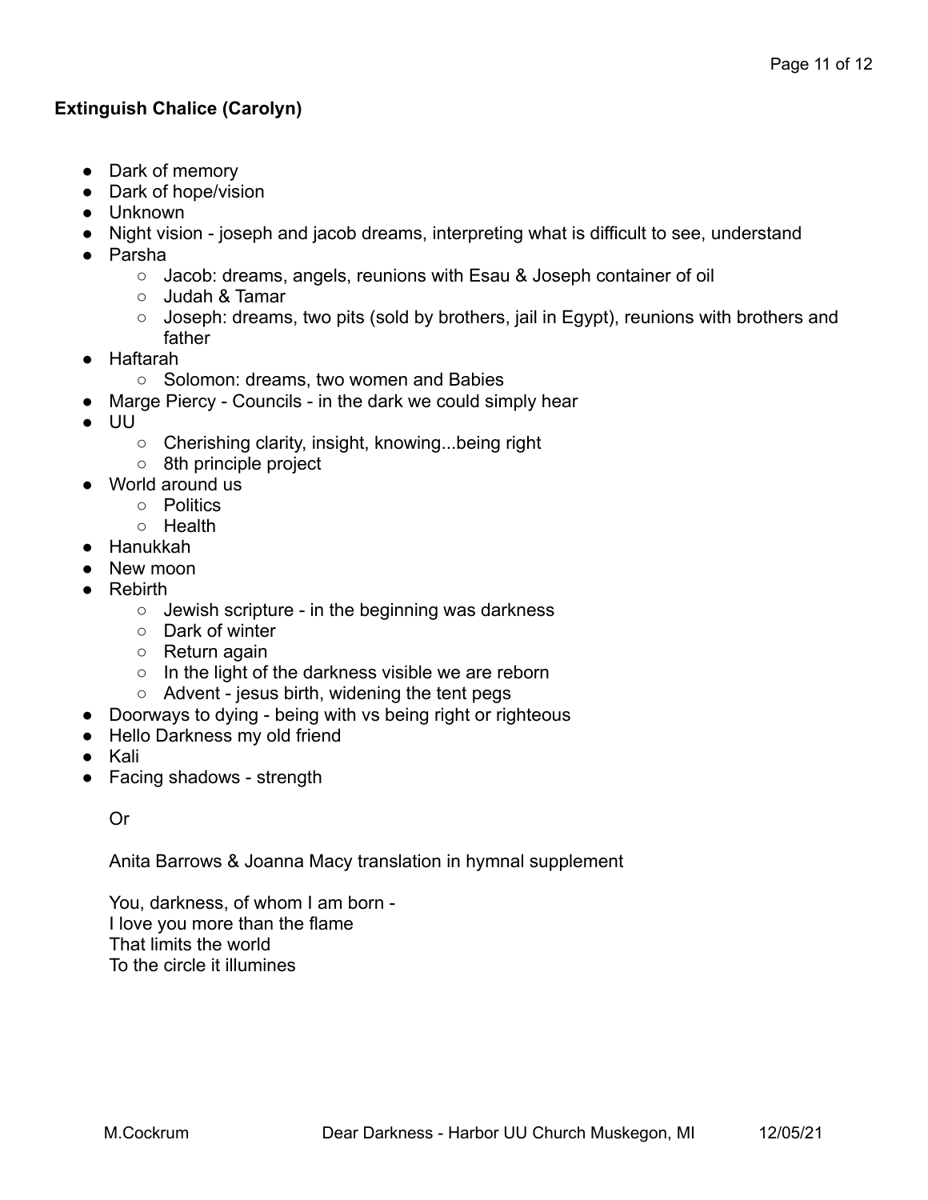**Extinguish Chalice (Carolyn)**

- Dark of memory
- Dark of hope/vision
- Unknown
- Night vision - joseph and jacob dreams, interpreting what is difficult to see, understand
- Parsha
  - Jacob: dreams, angels, reunions with Esau & Joseph container of oil
  - Judah & Tamar
  - Joseph: dreams, two pits (sold by brothers, jail in Egypt), reunions with brothers and father
- Haftarah
  - Solomon: dreams, two women and Babies
- Marge Piercy - Councils - in the dark we could simply hear
- UU
  - Cherishing clarity, insight, knowing...being right
  - 8th principle project
- World around us
  - Politics
  - Health
- Hanukkah
- New moon
- Rebirth
  - Jewish scripture - in the beginning was darkness
  - Dark of winter
  - Return again
  - In the light of the darkness visible we are reborn
  - Advent - jesus birth, widening the tent pegs
- Doorways to dying - being with vs being right or righteous
- Hello Darkness my old friend
- Kali
- Facing shadows - strength

  Or

  Anita Barrows & Joanna Macy translation in hymnal supplement

  You, darkness, of whom I am born -
  I love you more than the flame
  That limits the world
  To the circle it illumines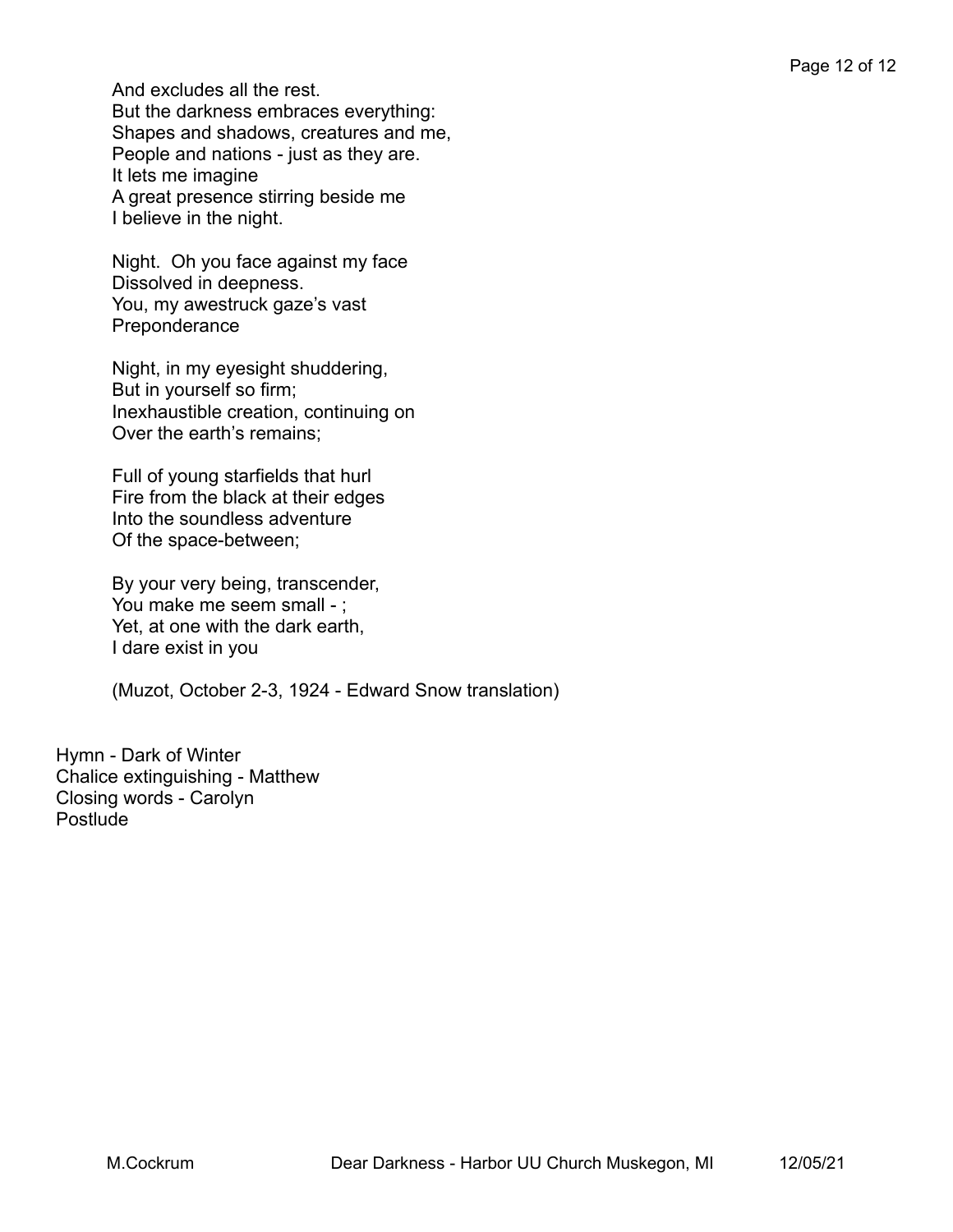And excludes all the rest.
But the darkness embraces everything:
Shapes and shadows, creatures and me,
People and nations - just as they are.
It lets me imagine
A great presence stirring beside me
I believe in the night.

Night. Oh you face against my face
Dissolved in deepness.
You, my awestruck gaze's vast
Preponderance

Night, in my eyesight shuddering,
But in yourself so firm;
Inexhaustible creation, continuing on
Over the earth's remains;

Full of young starfields that hurl
Fire from the black at their edges
Into the soundless adventure
Of the space-between;

By your very being, transcender,
You make me seem small - ;
Yet, at one with the dark earth,
I dare exist in you

(Muzot, October 2-3, 1924 - Edward Snow translation)

Hymn - Dark of Winter
Chalice extinguishing - Matthew
Closing words - Carolyn
Postlude